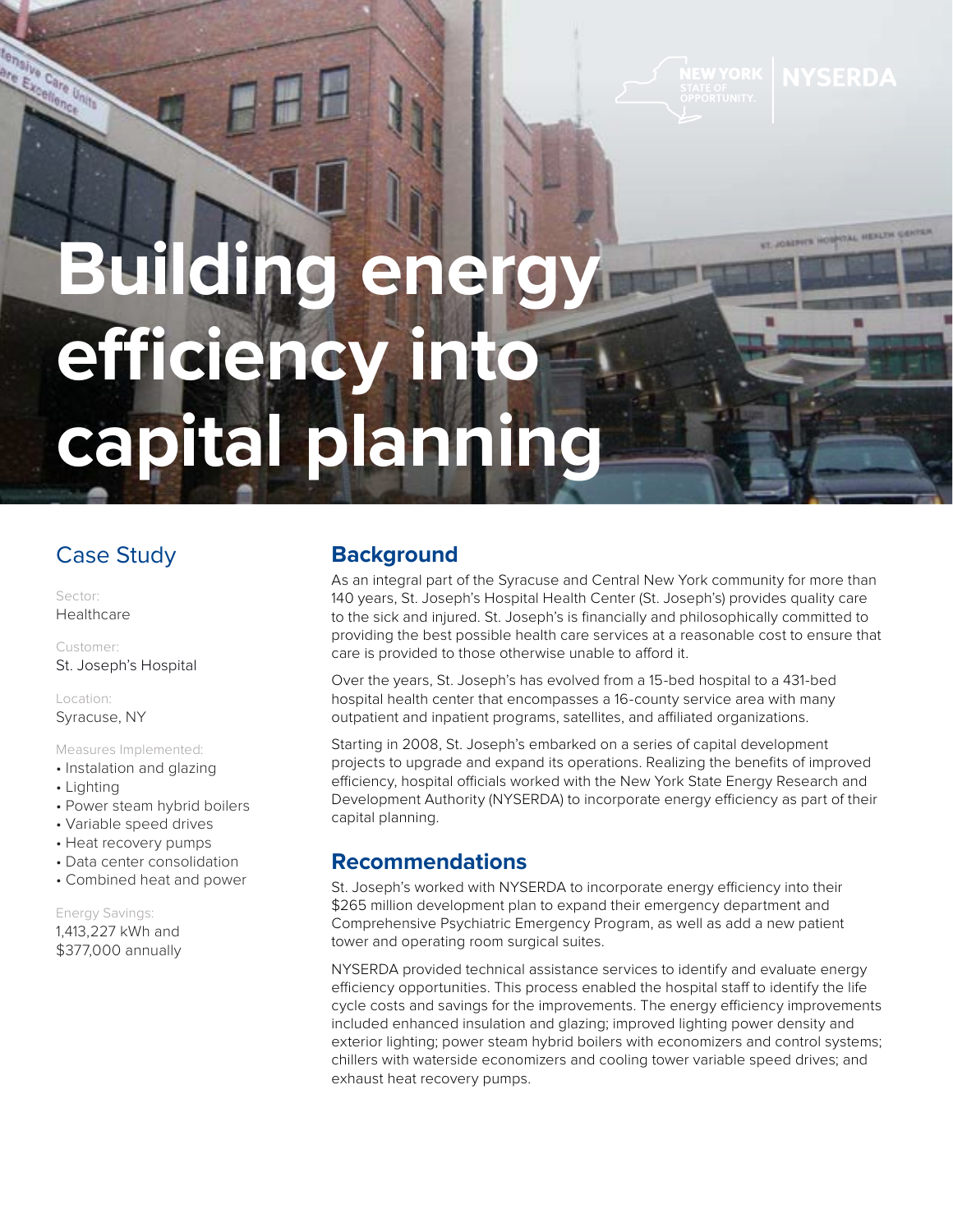# Building energy efficiency into capital planning

## Case Study

Sector:
Healthcare

Customer:
St. Joseph's Hospital

Location:
Syracuse, NY

Measures Implemented:

- Instalation and glazing
- Lighting
- Power steam hybrid boilers
- Variable speed drives
- Heat recovery pumps
- Data center consolidation
- Combined heat and power

Energy Savings:
1,413,227 kWh and
$377,000 annually

## Background

As an integral part of the Syracuse and Central New York community for more than 140 years, St. Joseph's Hospital Health Center (St. Joseph's) provides quality care to the sick and injured. St. Joseph's is financially and philosophically committed to providing the best possible health care services at a reasonable cost to ensure that care is provided to those otherwise unable to afford it.

Over the years, St. Joseph's has evolved from a 15-bed hospital to a 431-bed hospital health center that encompasses a 16-county service area with many outpatient and inpatient programs, satellites, and affiliated organizations.

Starting in 2008, St. Joseph's embarked on a series of capital development projects to upgrade and expand its operations. Realizing the benefits of improved efficiency, hospital officials worked with the New York State Energy Research and Development Authority (NYSERDA) to incorporate energy efficiency as part of their capital planning.

## Recommendations

St. Joseph's worked with NYSERDA to incorporate energy efficiency into their $265 million development plan to expand their emergency department and Comprehensive Psychiatric Emergency Program, as well as add a new patient tower and operating room surgical suites.

NYSERDA provided technical assistance services to identify and evaluate energy efficiency opportunities. This process enabled the hospital staff to identify the life cycle costs and savings for the improvements. The energy efficiency improvements included enhanced insulation and glazing; improved lighting power density and exterior lighting; power steam hybrid boilers with economizers and control systems; chillers with waterside economizers and cooling tower variable speed drives; and exhaust heat recovery pumps.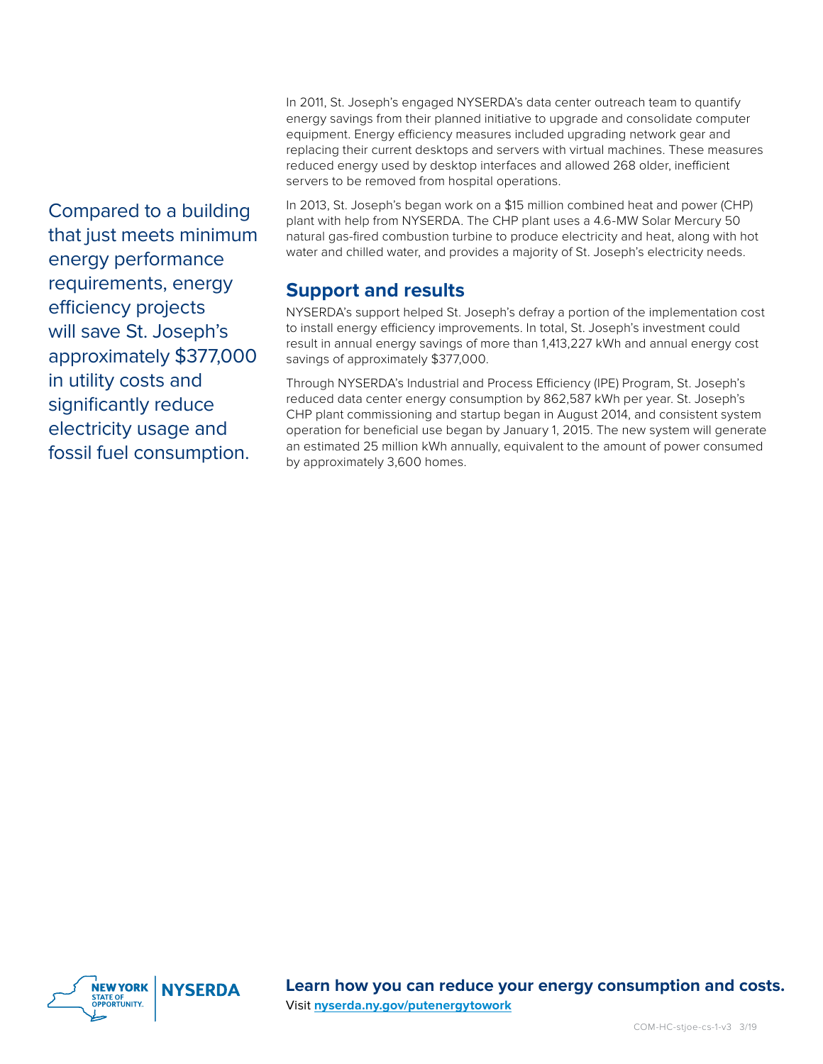In 2011, St. Joseph's engaged NYSERDA's data center outreach team to quantify energy savings from their planned initiative to upgrade and consolidate computer equipment. Energy efficiency measures included upgrading network gear and replacing their current desktops and servers with virtual machines. These measures reduced energy used by desktop interfaces and allowed 268 older, inefficient servers to be removed from hospital operations.

In 2013, St. Joseph's began work on a $15 million combined heat and power (CHP) plant with help from NYSERDA. The CHP plant uses a 4.6-MW Solar Mercury 50 natural gas-fired combustion turbine to produce electricity and heat, along with hot water and chilled water, and provides a majority of St. Joseph's electricity needs.

Compared to a building that just meets minimum energy performance requirements, energy efficiency projects will save St. Joseph's approximately $377,000 in utility costs and significantly reduce electricity usage and fossil fuel consumption.

## Support and results

NYSERDA's support helped St. Joseph's defray a portion of the implementation cost to install energy efficiency improvements. In total, St. Joseph's investment could result in annual energy savings of more than 1,413,227 kWh and annual energy cost savings of approximately $377,000.

Through NYSERDA's Industrial and Process Efficiency (IPE) Program, St. Joseph's reduced data center energy consumption by 862,587 kWh per year. St. Joseph's CHP plant commissioning and startup began in August 2014, and consistent system operation for beneficial use began by January 1, 2015. The new system will generate an estimated 25 million kWh annually, equivalent to the amount of power consumed by approximately 3,600 homes.

NEW YORK STATE OF OPPORTUNITY. | NYSERDA

**Learn how you can reduce your energy consumption and costs.**
Visit **nyserda.ny.gov/putenergytowork**

COM-HC-stjoe-cs-1-v3 3/19